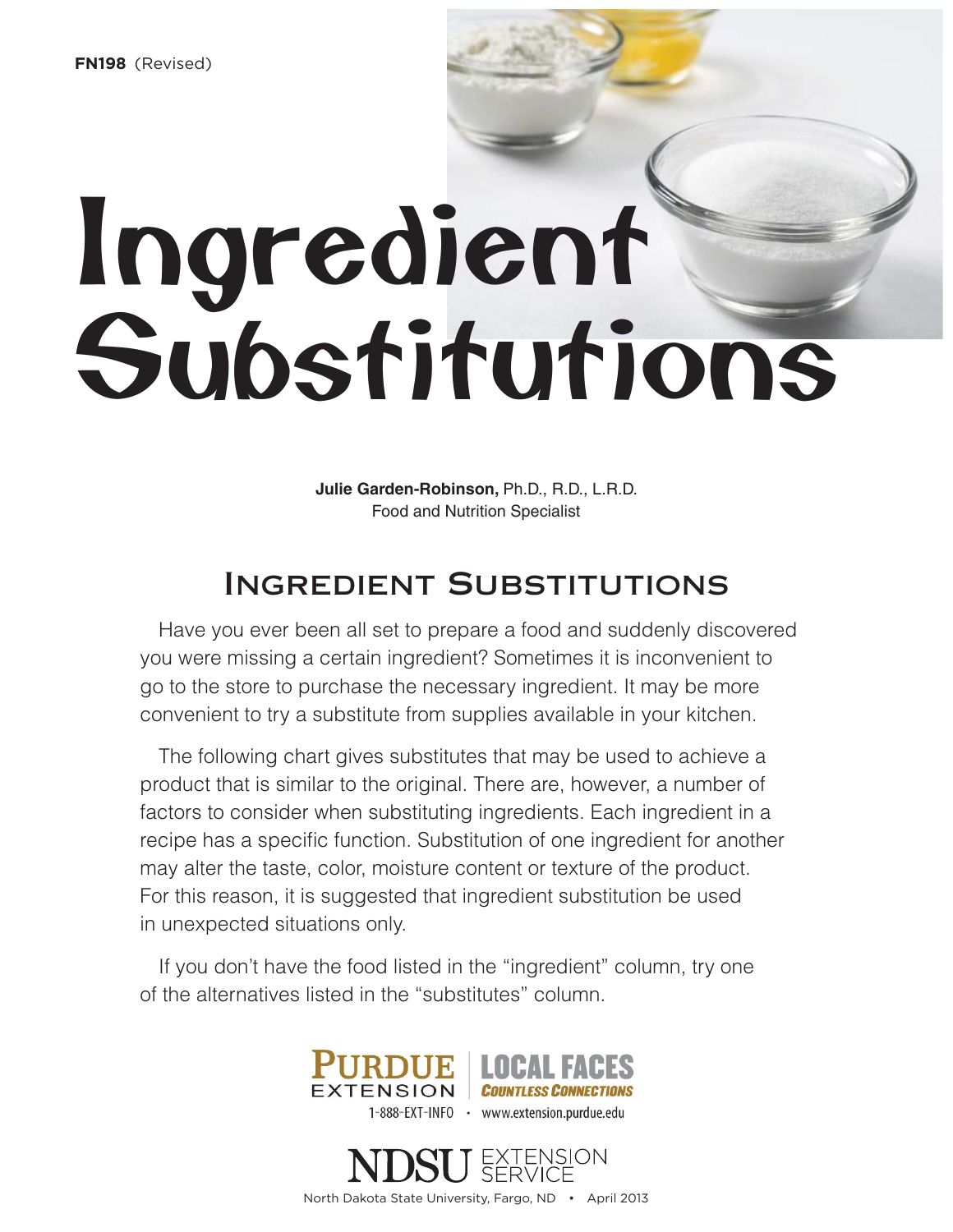**FN198** (Revised)

# Ingredient Substitutions

**Julie Garden-Robinson,** Ph.D., R.D., L.R.D.
Food and Nutrition Specialist

## Ingredient Substitutions

Have you ever been all set to prepare a food and suddenly discovered you were missing a certain ingredient? Sometimes it is inconvenient to go to the store to purchase the necessary ingredient. It may be more convenient to try a substitute from supplies available in your kitchen.

The following chart gives substitutes that may be used to achieve a product that is similar to the original. There are, however, a number of factors to consider when substituting ingredients. Each ingredient in a recipe has a specific function. Substitution of one ingredient for another may alter the taste, color, moisture content or texture of the product. For this reason, it is suggested that ingredient substitution be used in unexpected situations only.

If you don't have the food listed in the "ingredient" column, try one of the alternatives listed in the "substitutes" column.

PURDUE EXTENSION | LOCAL FACES COUNTLESS CONNECTIONS
1-888-EXT-INFO • www.extension.purdue.edu

NDSU EXTENSION SERVICE
North Dakota State University, Fargo, ND • April 2013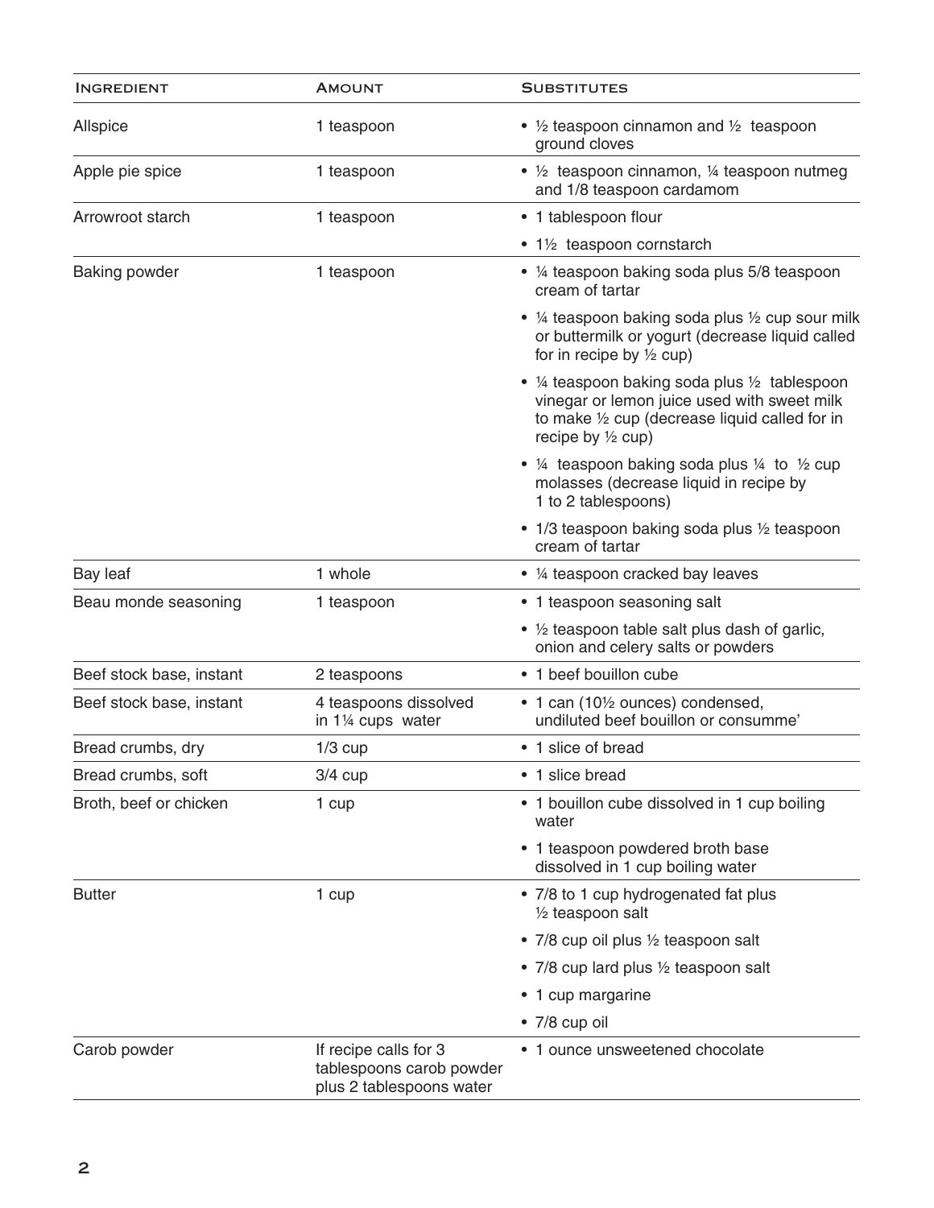| Ingredient | Amount | Substitutes |
|---|---|---|
| Allspice | 1 teaspoon | • ½ teaspoon cinnamon and ½ teaspoon ground cloves |
| Apple pie spice | 1 teaspoon | • ½ teaspoon cinnamon, ¼ teaspoon nutmeg and 1/8 teaspoon cardamom |
| Arrowroot starch | 1 teaspoon | • 1 tablespoon flour |
| | | • 1½ teaspoon cornstarch |
| Baking powder | 1 teaspoon | • ¼ teaspoon baking soda plus 5/8 teaspoon cream of tartar |
| | | • ¼ teaspoon baking soda plus ½ cup sour milk or buttermilk or yogurt (decrease liquid called for in recipe by ½ cup) |
| | | • ¼ teaspoon baking soda plus ½ tablespoon vinegar or lemon juice used with sweet milk to make ½ cup (decrease liquid called for in recipe by ½ cup) |
| | | • ¼ teaspoon baking soda plus ¼ to ½ cup molasses (decrease liquid in recipe by 1 to 2 tablespoons) |
| | | • 1/3 teaspoon baking soda plus ½ teaspoon cream of tartar |
| Bay leaf | 1 whole | • ¼ teaspoon cracked bay leaves |
| Beau monde seasoning | 1 teaspoon | • 1 teaspoon seasoning salt |
| | | • ½ teaspoon table salt plus dash of garlic, onion and celery salts or powders |
| Beef stock base, instant | 2 teaspoons | • 1 beef bouillon cube |
| Beef stock base, instant | 4 teaspoons dissolved in 1¼ cups water | • 1 can (10½ ounces) condensed, undiluted beef bouillon or consumme' |
| Bread crumbs, dry | 1/3 cup | • 1 slice of bread |
| Bread crumbs, soft | 3/4 cup | • 1 slice bread |
| Broth, beef or chicken | 1 cup | • 1 bouillon cube dissolved in 1 cup boiling water |
| | | • 1 teaspoon powdered broth base dissolved in 1 cup boiling water |
| Butter | 1 cup | • 7/8 to 1 cup hydrogenated fat plus ½ teaspoon salt |
| | | • 7/8 cup oil plus ½ teaspoon salt |
| | | • 7/8 cup lard plus ½ teaspoon salt |
| | | • 1 cup margarine |
| | | • 7/8 cup oil |
| Carob powder | If recipe calls for 3 tablespoons carob powder plus 2 tablespoons water | • 1 ounce unsweetened chocolate |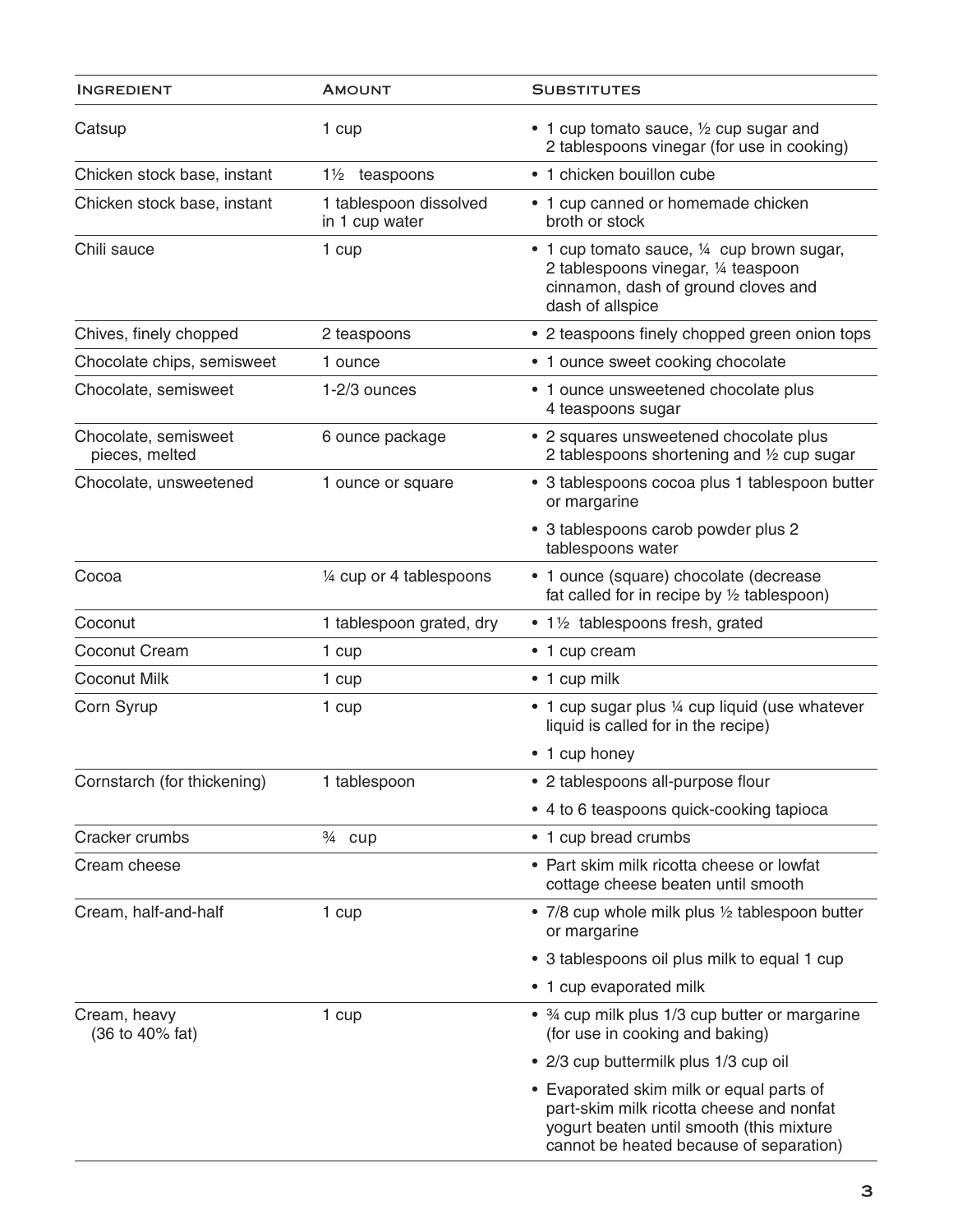| Ingredient | Amount | Substitutes |
|---|---|---|
| Catsup | 1 cup | • 1 cup tomato sauce, ½ cup sugar and 2 tablespoons vinegar (for use in cooking) |
| Chicken stock base, instant | 1½ teaspoons | • 1 chicken bouillon cube |
| Chicken stock base, instant | 1 tablespoon dissolved in 1 cup water | • 1 cup canned or homemade chicken broth or stock |
| Chili sauce | 1 cup | • 1 cup tomato sauce, ¼ cup brown sugar, 2 tablespoons vinegar, ¼ teaspoon cinnamon, dash of ground cloves and dash of allspice |
| Chives, finely chopped | 2 teaspoons | • 2 teaspoons finely chopped green onion tops |
| Chocolate chips, semisweet | 1 ounce | • 1 ounce sweet cooking chocolate |
| Chocolate, semisweet | 1-2/3 ounces | • 1 ounce unsweetened chocolate plus 4 teaspoons sugar |
| Chocolate, semisweet pieces, melted | 6 ounce package | • 2 squares unsweetened chocolate plus 2 tablespoons shortening and ½ cup sugar |
| Chocolate, unsweetened | 1 ounce or square | • 3 tablespoons cocoa plus 1 tablespoon butter or margarine |
| | | • 3 tablespoons carob powder plus 2 tablespoons water |
| Cocoa | ¼ cup or 4 tablespoons | • 1 ounce (square) chocolate (decrease fat called for in recipe by ½ tablespoon) |
| Coconut | 1 tablespoon grated, dry | • 1½ tablespoons fresh, grated |
| Coconut Cream | 1 cup | • 1 cup cream |
| Coconut Milk | 1 cup | • 1 cup milk |
| Corn Syrup | 1 cup | • 1 cup sugar plus ¼ cup liquid (use whatever liquid is called for in the recipe) |
| | | • 1 cup honey |
| Cornstarch (for thickening) | 1 tablespoon | • 2 tablespoons all-purpose flour |
| | | • 4 to 6 teaspoons quick-cooking tapioca |
| Cracker crumbs | ¾ cup | • 1 cup bread crumbs |
| Cream cheese | | • Part skim milk ricotta cheese or lowfat cottage cheese beaten until smooth |
| Cream, half-and-half | 1 cup | • 7/8 cup whole milk plus ½ tablespoon butter or margarine |
| | | • 3 tablespoons oil plus milk to equal 1 cup |
| | | • 1 cup evaporated milk |
| Cream, heavy (36 to 40% fat) | 1 cup | • ¾ cup milk plus 1/3 cup butter or margarine (for use in cooking and baking) |
| | | • 2/3 cup buttermilk plus 1/3 cup oil |
| | | • Evaporated skim milk or equal parts of part-skim milk ricotta cheese and nonfat yogurt beaten until smooth (this mixture cannot be heated because of separation) |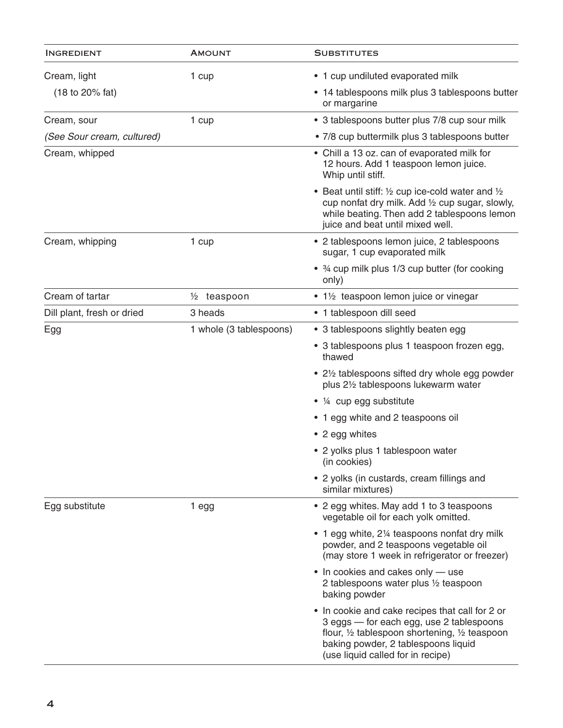| Ingredient | Amount | Substitutes |
|---|---|---|
| Cream, light (18 to 20% fat) | 1 cup | • 1 cup undiluted evaporated milk<br>• 14 tablespoons milk plus 3 tablespoons butter or margarine |
| Cream, sour *(See Sour cream, cultured)* | 1 cup | • 3 tablespoons butter plus 7/8 cup sour milk<br>• 7/8 cup buttermilk plus 3 tablespoons butter |
| Cream, whipped | | • Chill a 13 oz. can of evaporated milk for 12 hours. Add 1 teaspoon lemon juice. Whip until stiff.<br>• Beat until stiff: ½ cup ice-cold water and ½ cup nonfat dry milk. Add ½ cup sugar, slowly, while beating. Then add 2 tablespoons lemon juice and beat until mixed well. |
| Cream, whipping | 1 cup | • 2 tablespoons lemon juice, 2 tablespoons sugar, 1 cup evaporated milk<br>• ¾ cup milk plus 1/3 cup butter (for cooking only) |
| Cream of tartar | ½ teaspoon | • 1½ teaspoon lemon juice or vinegar |
| Dill plant, fresh or dried | 3 heads | • 1 tablespoon dill seed |
| Egg | 1 whole (3 tablespoons) | • 3 tablespoons slightly beaten egg<br>• 3 tablespoons plus 1 teaspoon frozen egg, thawed<br>• 2½ tablespoons sifted dry whole egg powder plus 2½ tablespoons lukewarm water<br>• ¼ cup egg substitute<br>• 1 egg white and 2 teaspoons oil<br>• 2 egg whites<br>• 2 yolks plus 1 tablespoon water (in cookies)<br>• 2 yolks (in custards, cream fillings and similar mixtures) |
| Egg substitute | 1 egg | • 2 egg whites. May add 1 to 3 teaspoons vegetable oil for each yolk omitted.<br>• 1 egg white, 2¼ teaspoons nonfat dry milk powder, and 2 teaspoons vegetable oil (may store 1 week in refrigerator or freezer)<br>• In cookies and cakes only — use 2 tablespoons water plus ½ teaspoon baking powder<br>• In cookie and cake recipes that call for 2 or 3 eggs — for each egg, use 2 tablespoons flour, ½ tablespoon shortening, ½ teaspoon baking powder, 2 tablespoons liquid (use liquid called for in recipe) |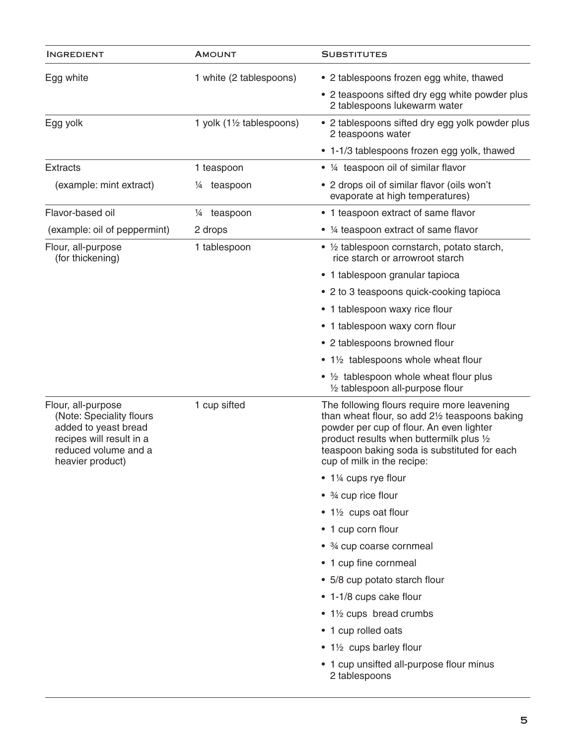| Ingredient | Amount | Substitutes |
|---|---|---|
| Egg white | 1 white (2 tablespoons) | • 2 tablespoons frozen egg white, thawed |
| | | • 2 teaspoons sifted dry egg white powder plus 2 tablespoons lukewarm water |
| Egg yolk | 1 yolk (1½ tablespoons) | • 2 tablespoons sifted dry egg yolk powder plus 2 teaspoons water |
| | | • 1-1/3 tablespoons frozen egg yolk, thawed |
| Extracts | 1 teaspoon | • ¼ teaspoon oil of similar flavor |
| (example: mint extract) | ¼ teaspoon | • 2 drops oil of similar flavor (oils won't evaporate at high temperatures) |
| Flavor-based oil | ¼ teaspoon | • 1 teaspoon extract of same flavor |
| (example: oil of peppermint) | 2 drops | • ¼ teaspoon extract of same flavor |
| Flour, all-purpose (for thickening) | 1 tablespoon | • ½ tablespoon cornstarch, potato starch, rice starch or arrowroot starch |
| | | • 1 tablespoon granular tapioca |
| | | • 2 to 3 teaspoons quick-cooking tapioca |
| | | • 1 tablespoon waxy rice flour |
| | | • 1 tablespoon waxy corn flour |
| | | • 2 tablespoons browned flour |
| | | • 1½ tablespoons whole wheat flour |
| | | • ½ tablespoon whole wheat flour plus ½ tablespoon all-purpose flour |
| Flour, all-purpose (Note: Speciality flours added to yeast bread recipes will result in a reduced volume and a heavier product) | 1 cup sifted | The following flours require more leavening than wheat flour, so add 2½ teaspoons baking powder per cup of flour. An even lighter product results when buttermilk plus ½ teaspoon baking soda is substituted for each cup of milk in the recipe: |
| | | • 1¼ cups rye flour |
| | | • ¾ cup rice flour |
| | | • 1½ cups oat flour |
| | | • 1 cup corn flour |
| | | • ¾ cup coarse cornmeal |
| | | • 1 cup fine cornmeal |
| | | • 5/8 cup potato starch flour |
| | | • 1-1/8 cups cake flour |
| | | • 1½ cups bread crumbs |
| | | • 1 cup rolled oats |
| | | • 1½ cups barley flour |
| | | • 1 cup unsifted all-purpose flour minus 2 tablespoons |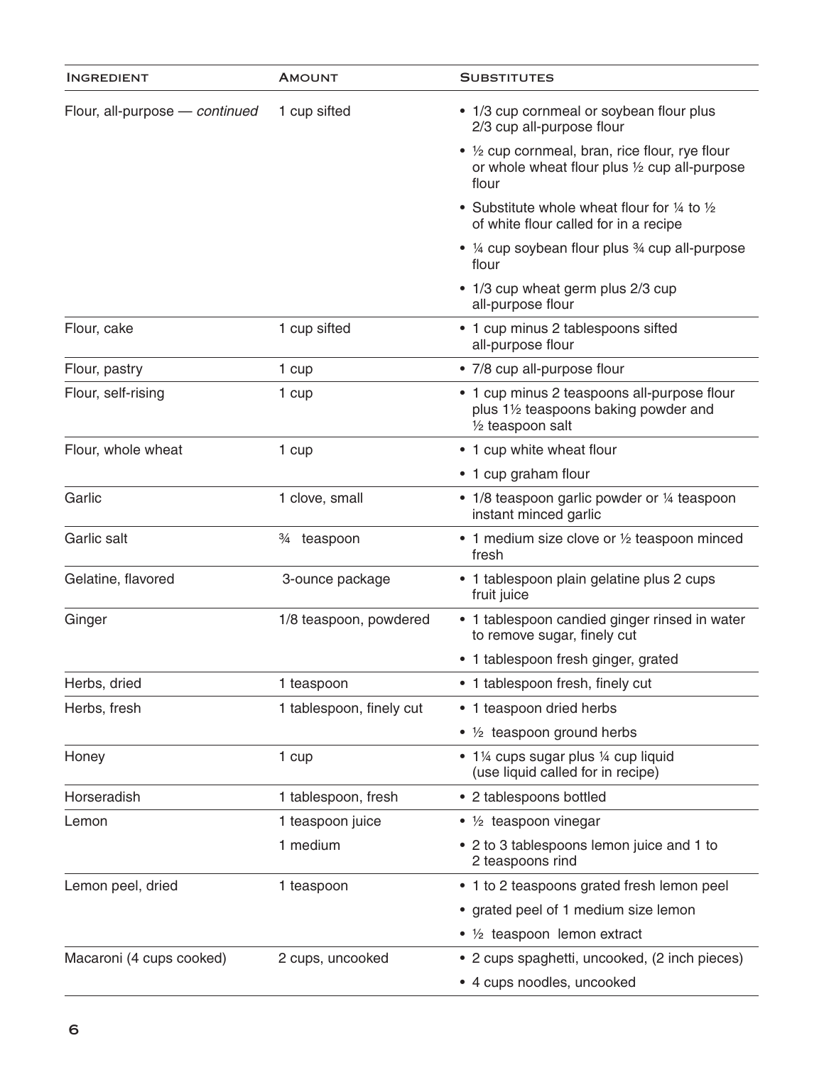| Ingredient | Amount | Substitutes |
|---|---|---|
| Flour, all-purpose — *continued* | 1 cup sifted | • 1/3 cup cornmeal or soybean flour plus 2/3 cup all-purpose flour |
| | | • ½ cup cornmeal, bran, rice flour, rye flour or whole wheat flour plus ½ cup all-purpose flour |
| | | • Substitute whole wheat flour for ¼ to ½ of white flour called for in a recipe |
| | | • ¼ cup soybean flour plus ¾ cup all-purpose flour |
| | | • 1/3 cup wheat germ plus 2/3 cup all-purpose flour |
| Flour, cake | 1 cup sifted | • 1 cup minus 2 tablespoons sifted all-purpose flour |
| Flour, pastry | 1 cup | • 7/8 cup all-purpose flour |
| Flour, self-rising | 1 cup | • 1 cup minus 2 teaspoons all-purpose flour plus 1½ teaspoons baking powder and ½ teaspoon salt |
| Flour, whole wheat | 1 cup | • 1 cup white wheat flour |
| | | • 1 cup graham flour |
| Garlic | 1 clove, small | • 1/8 teaspoon garlic powder or ¼ teaspoon instant minced garlic |
| Garlic salt | ¾ teaspoon | • 1 medium size clove or ½ teaspoon minced fresh |
| Gelatine, flavored | 3-ounce package | • 1 tablespoon plain gelatine plus 2 cups fruit juice |
| Ginger | 1/8 teaspoon, powdered | • 1 tablespoon candied ginger rinsed in water to remove sugar, finely cut |
| | | • 1 tablespoon fresh ginger, grated |
| Herbs, dried | 1 teaspoon | • 1 tablespoon fresh, finely cut |
| Herbs, fresh | 1 tablespoon, finely cut | • 1 teaspoon dried herbs |
| | | • ½ teaspoon ground herbs |
| Honey | 1 cup | • 1¼ cups sugar plus ¼ cup liquid (use liquid called for in recipe) |
| Horseradish | 1 tablespoon, fresh | • 2 tablespoons bottled |
| Lemon | 1 teaspoon juice | • ½ teaspoon vinegar |
| | 1 medium | • 2 to 3 tablespoons lemon juice and 1 to 2 teaspoons rind |
| Lemon peel, dried | 1 teaspoon | • 1 to 2 teaspoons grated fresh lemon peel |
| | | • grated peel of 1 medium size lemon |
| | | • ½ teaspoon lemon extract |
| Macaroni (4 cups cooked) | 2 cups, uncooked | • 2 cups spaghetti, uncooked, (2 inch pieces) |
| | | • 4 cups noodles, uncooked |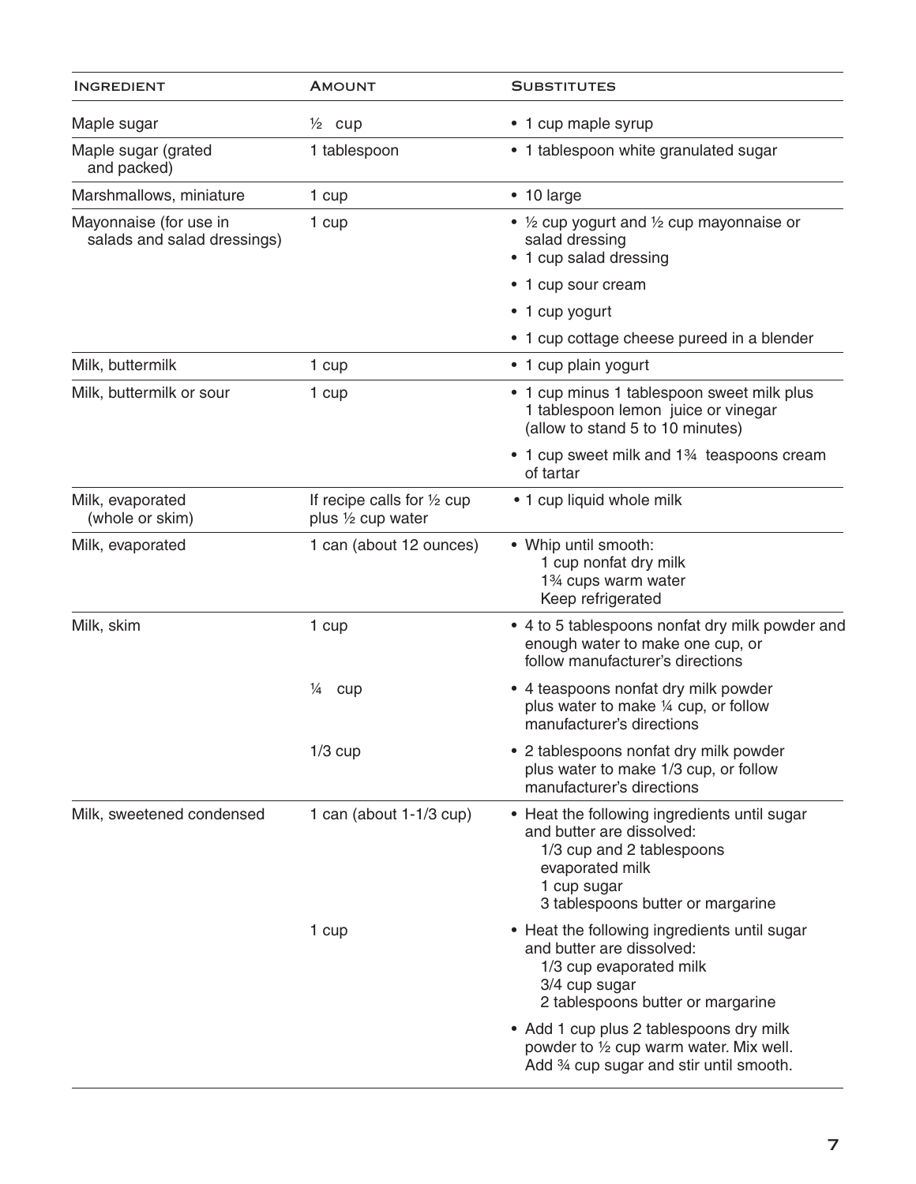| Ingredient | Amount | Substitutes |
|---|---|---|
| Maple sugar | ½ cup | • 1 cup maple syrup |
| Maple sugar (grated and packed) | 1 tablespoon | • 1 tablespoon white granulated sugar |
| Marshmallows, miniature | 1 cup | • 10 large |
| Mayonnaise (for use in salads and salad dressings) | 1 cup | • ½ cup yogurt and ½ cup mayonnaise or salad dressing<br>• 1 cup salad dressing |
| | | • 1 cup sour cream |
| | | • 1 cup yogurt |
| | | • 1 cup cottage cheese pureed in a blender |
| Milk, buttermilk | 1 cup | • 1 cup plain yogurt |
| Milk, buttermilk or sour | 1 cup | • 1 cup minus 1 tablespoon sweet milk plus 1 tablespoon lemon juice or vinegar (allow to stand 5 to 10 minutes) |
| | | • 1 cup sweet milk and 1¾ teaspoons cream of tartar |
| Milk, evaporated (whole or skim) | If recipe calls for ½ cup plus ½ cup water | • 1 cup liquid whole milk |
| Milk, evaporated | 1 can (about 12 ounces) | • Whip until smooth:<br>1 cup nonfat dry milk<br>1¾ cups warm water<br>Keep refrigerated |
| Milk, skim | 1 cup | • 4 to 5 tablespoons nonfat dry milk powder and enough water to make one cup, or follow manufacturer's directions |
| | ¼ cup | • 4 teaspoons nonfat dry milk powder plus water to make ¼ cup, or follow manufacturer's directions |
| | 1/3 cup | • 2 tablespoons nonfat dry milk powder plus water to make 1/3 cup, or follow manufacturer's directions |
| Milk, sweetened condensed | 1 can (about 1-1/3 cup) | • Heat the following ingredients until sugar and butter are dissolved:<br>1/3 cup and 2 tablespoons evaporated milk<br>1 cup sugar<br>3 tablespoons butter or margarine |
| | 1 cup | • Heat the following ingredients until sugar and butter are dissolved:<br>1/3 cup evaporated milk<br>3/4 cup sugar<br>2 tablespoons butter or margarine |
| | | • Add 1 cup plus 2 tablespoons dry milk powder to ½ cup warm water. Mix well. Add ¾ cup sugar and stir until smooth. |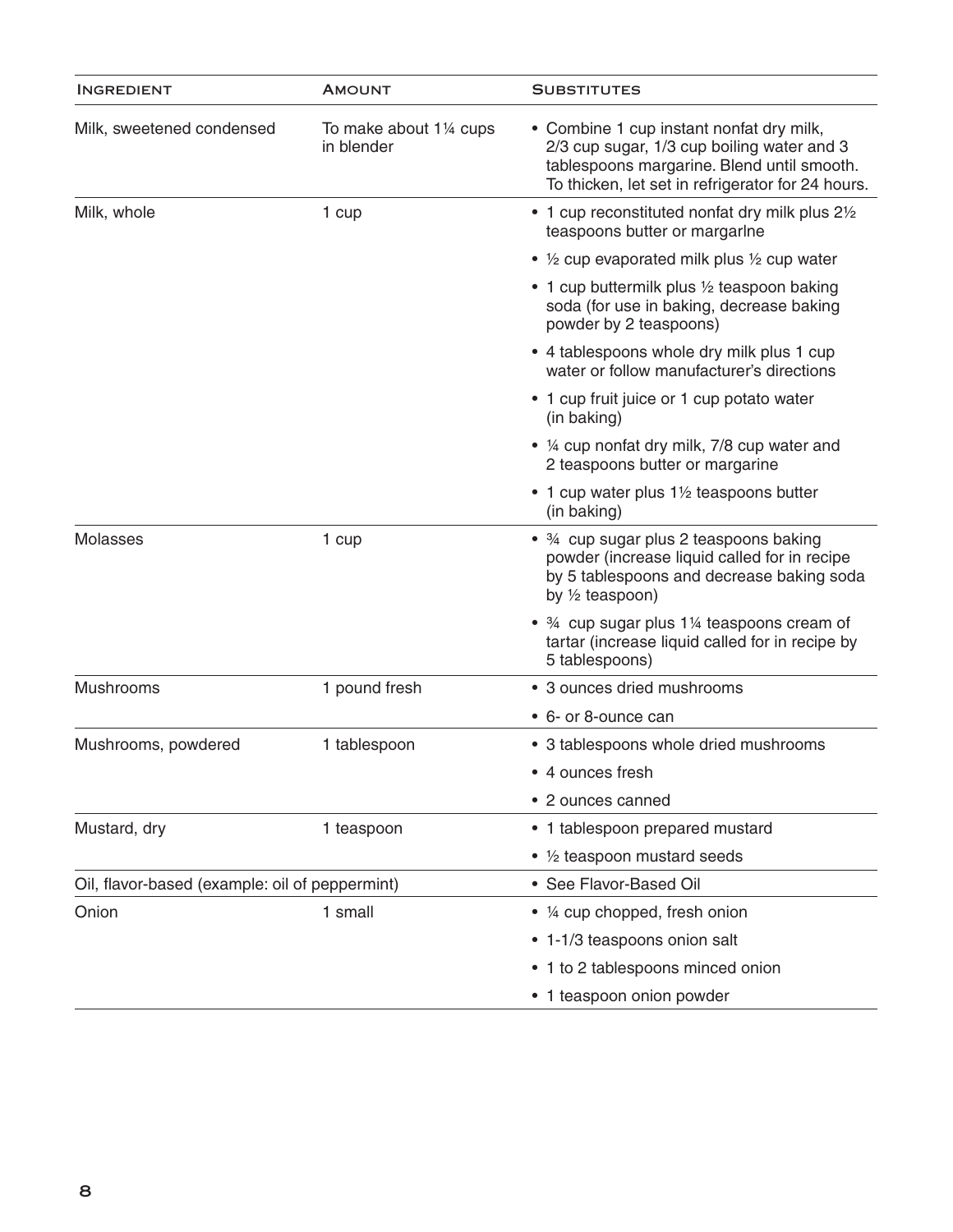| Ingredient | Amount | Substitutes |
|---|---|---|
| Milk, sweetened condensed | To make about 1¼ cups in blender | • Combine 1 cup instant nonfat dry milk, 2/3 cup sugar, 1/3 cup boiling water and 3 tablespoons margarine. Blend until smooth. To thicken, let set in refrigerator for 24 hours. |
| Milk, whole | 1 cup | • 1 cup reconstituted nonfat dry milk plus 2½ teaspoons butter or margarlne |
| | | • ½ cup evaporated milk plus ½ cup water |
| | | • 1 cup buttermilk plus ½ teaspoon baking soda (for use in baking, decrease baking powder by 2 teaspoons) |
| | | • 4 tablespoons whole dry milk plus 1 cup water or follow manufacturer's directions |
| | | • 1 cup fruit juice or 1 cup potato water (in baking) |
| | | • ¼ cup nonfat dry milk, 7/8 cup water and 2 teaspoons butter or margarine |
| | | • 1 cup water plus 1½ teaspoons butter (in baking) |
| Molasses | 1 cup | • ¾ cup sugar plus 2 teaspoons baking powder (increase liquid called for in recipe by 5 tablespoons and decrease baking soda by ½ teaspoon) |
| | | • ¾ cup sugar plus 1¼ teaspoons cream of tartar (increase liquid called for in recipe by 5 tablespoons) |
| Mushrooms | 1 pound fresh | • 3 ounces dried mushrooms |
| | | • 6- or 8-ounce can |
| Mushrooms, powdered | 1 tablespoon | • 3 tablespoons whole dried mushrooms |
| | | • 4 ounces fresh |
| | | • 2 ounces canned |
| Mustard, dry | 1 teaspoon | • 1 tablespoon prepared mustard |
| | | • ½ teaspoon mustard seeds |
| Oil, flavor-based (example: oil of peppermint) | | • See Flavor-Based Oil |
| Onion | 1 small | • ¼ cup chopped, fresh onion |
| | | • 1-1/3 teaspoons onion salt |
| | | • 1 to 2 tablespoons minced onion |
| | | • 1 teaspoon onion powder |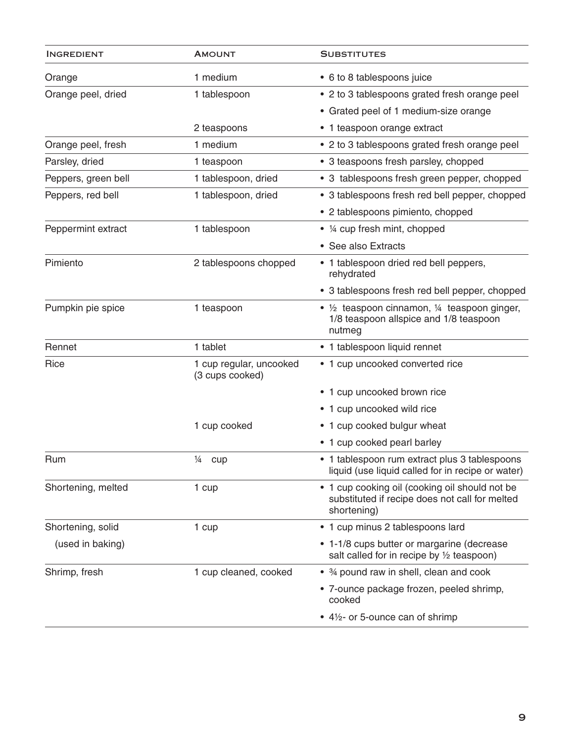| Ingredient | Amount | Substitutes |
|---|---|---|
| Orange | 1 medium | • 6 to 8 tablespoons juice |
| Orange peel, dried | 1 tablespoon | • 2 to 3 tablespoons grated fresh orange peel |
| | | • Grated peel of 1 medium-size orange |
| | 2 teaspoons | • 1 teaspoon orange extract |
| Orange peel, fresh | 1 medium | • 2 to 3 tablespoons grated fresh orange peel |
| Parsley, dried | 1 teaspoon | • 3 teaspoons fresh parsley, chopped |
| Peppers, green bell | 1 tablespoon, dried | • 3 tablespoons fresh green pepper, chopped |
| Peppers, red bell | 1 tablespoon, dried | • 3 tablespoons fresh red bell pepper, chopped |
| | | • 2 tablespoons pimiento, chopped |
| Peppermint extract | 1 tablespoon | • ¼ cup fresh mint, chopped |
| | | • See also Extracts |
| Pimiento | 2 tablespoons chopped | • 1 tablespoon dried red bell peppers, rehydrated |
| | | • 3 tablespoons fresh red bell pepper, chopped |
| Pumpkin pie spice | 1 teaspoon | • ½ teaspoon cinnamon, ¼ teaspoon ginger, 1/8 teaspoon allspice and 1/8 teaspoon nutmeg |
| Rennet | 1 tablet | • 1 tablespoon liquid rennet |
| Rice | 1 cup regular, uncooked (3 cups cooked) | • 1 cup uncooked converted rice |
| | | • 1 cup uncooked brown rice |
| | | • 1 cup uncooked wild rice |
| | 1 cup cooked | • 1 cup cooked bulgur wheat |
| | | • 1 cup cooked pearl barley |
| Rum | ¼ cup | • 1 tablespoon rum extract plus 3 tablespoons liquid (use liquid called for in recipe or water) |
| Shortening, melted | 1 cup | • 1 cup cooking oil (cooking oil should not be substituted if recipe does not call for melted shortening) |
| Shortening, solid (used in baking) | 1 cup | • 1 cup minus 2 tablespoons lard |
| | | • 1-1/8 cups butter or margarine (decrease salt called for in recipe by ½ teaspoon) |
| Shrimp, fresh | 1 cup cleaned, cooked | • ¾ pound raw in shell, clean and cook |
| | | • 7-ounce package frozen, peeled shrimp, cooked |
| | | • 4½- or 5-ounce can of shrimp |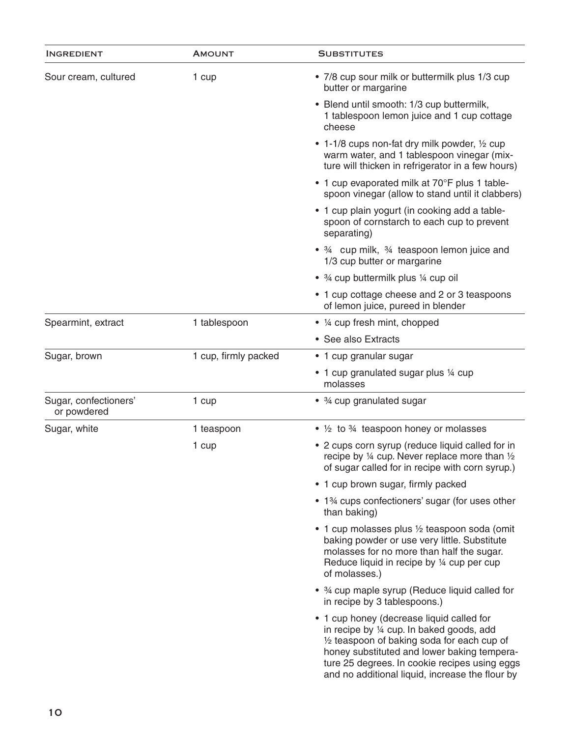| Ingredient | Amount | Substitutes |
|---|---|---|
| Sour cream, cultured | 1 cup | • 7/8 cup sour milk or buttermilk plus 1/3 cup butter or margarine |
| | | • Blend until smooth: 1/3 cup buttermilk, 1 tablespoon lemon juice and 1 cup cottage cheese |
| | | • 1-1/8 cups non-fat dry milk powder, ½ cup warm water, and 1 tablespoon vinegar (mixture will thicken in refrigerator in a few hours) |
| | | • 1 cup evaporated milk at 70°F plus 1 tablespoon vinegar (allow to stand until it clabbers) |
| | | • 1 cup plain yogurt (in cooking add a tablespoon of cornstarch to each cup to prevent separating) |
| | | • ¾ cup milk, ¾ teaspoon lemon juice and 1/3 cup butter or margarine |
| | | • ¾ cup buttermilk plus ¼ cup oil |
| | | • 1 cup cottage cheese and 2 or 3 teaspoons of lemon juice, pureed in blender |
| Spearmint, extract | 1 tablespoon | • ¼ cup fresh mint, chopped |
| | | • See also Extracts |
| Sugar, brown | 1 cup, firmly packed | • 1 cup granular sugar |
| | | • 1 cup granulated sugar plus ¼ cup molasses |
| Sugar, confectioners' or powdered | 1 cup | • ¾ cup granulated sugar |
| Sugar, white | 1 teaspoon | • ½ to ¾ teaspoon honey or molasses |
| | 1 cup | • 2 cups corn syrup (reduce liquid called for in recipe by ¼ cup. Never replace more than ½ of sugar called for in recipe with corn syrup.) |
| | | • 1 cup brown sugar, firmly packed |
| | | • 1¾ cups confectioners' sugar (for uses other than baking) |
| | | • 1 cup molasses plus ½ teaspoon soda (omit baking powder or use very little. Substitute molasses for no more than half the sugar. Reduce liquid in recipe by ¼ cup per cup of molasses.) |
| | | • ¾ cup maple syrup (Reduce liquid called for in recipe by 3 tablespoons.) |
| | | • 1 cup honey (decrease liquid called for in recipe by ¼ cup. In baked goods, add ½ teaspoon of baking soda for each cup of honey substituted and lower baking temperature 25 degrees. In cookie recipes using eggs and no additional liquid, increase the flour by |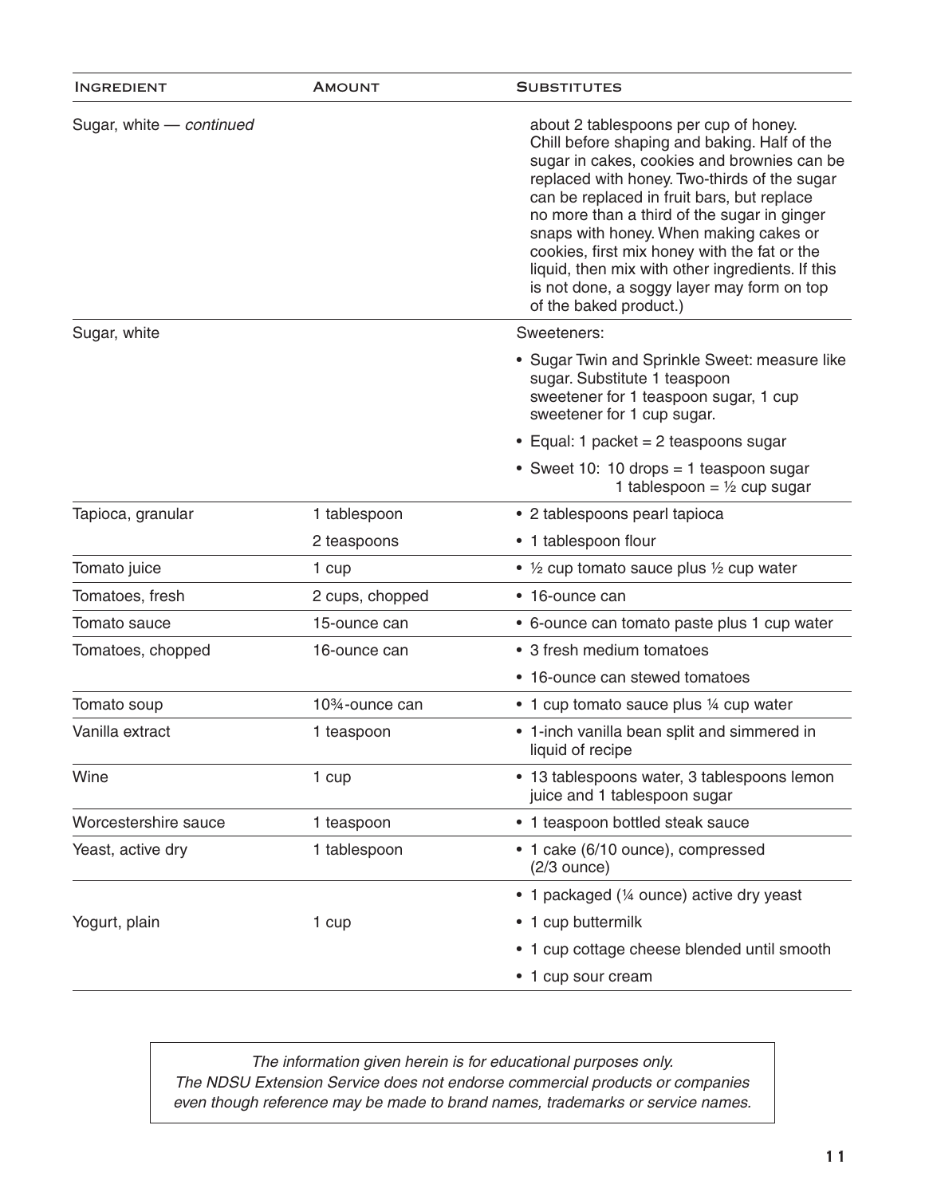| Ingredient | Amount | Substitutes |
|---|---|---|
| Sugar, white — *continued* | | about 2 tablespoons per cup of honey. Chill before shaping and baking. Half of the sugar in cakes, cookies and brownies can be replaced with honey. Two-thirds of the sugar can be replaced in fruit bars, but replace no more than a third of the sugar in ginger snaps with honey. When making cakes or cookies, first mix honey with the fat or the liquid, then mix with other ingredients. If this is not done, a soggy layer may form on top of the baked product.) |
| Sugar, white | | Sweeteners: |
| | | • Sugar Twin and Sprinkle Sweet: measure like sugar. Substitute 1 teaspoon sweetener for 1 teaspoon sugar, 1 cup sweetener for 1 cup sugar. |
| | | • Equal: 1 packet = 2 teaspoons sugar |
| | | • Sweet 10: 10 drops = 1 teaspoon sugar; 1 tablespoon = ½ cup sugar |
| Tapioca, granular | 1 tablespoon | • 2 tablespoons pearl tapioca |
| | 2 teaspoons | • 1 tablespoon flour |
| Tomato juice | 1 cup | • ½ cup tomato sauce plus ½ cup water |
| Tomatoes, fresh | 2 cups, chopped | • 16-ounce can |
| Tomato sauce | 15-ounce can | • 6-ounce can tomato paste plus 1 cup water |
| Tomatoes, chopped | 16-ounce can | • 3 fresh medium tomatoes |
| | | • 16-ounce can stewed tomatoes |
| Tomato soup | 10¾-ounce can | • 1 cup tomato sauce plus ¼ cup water |
| Vanilla extract | 1 teaspoon | • 1-inch vanilla bean split and simmered in liquid of recipe |
| Wine | 1 cup | • 13 tablespoons water, 3 tablespoons lemon juice and 1 tablespoon sugar |
| Worcestershire sauce | 1 teaspoon | • 1 teaspoon bottled steak sauce |
| Yeast, active dry | 1 tablespoon | • 1 cake (6/10 ounce), compressed (2/3 ounce) |
| | | • 1 packaged (¼ ounce) active dry yeast |
| Yogurt, plain | 1 cup | • 1 cup buttermilk |
| | | • 1 cup cottage cheese blended until smooth |
| | | • 1 cup sour cream |

*The information given herein is for educational purposes only.*
*The NDSU Extension Service does not endorse commercial products or companies even though reference may be made to brand names, trademarks or service names.*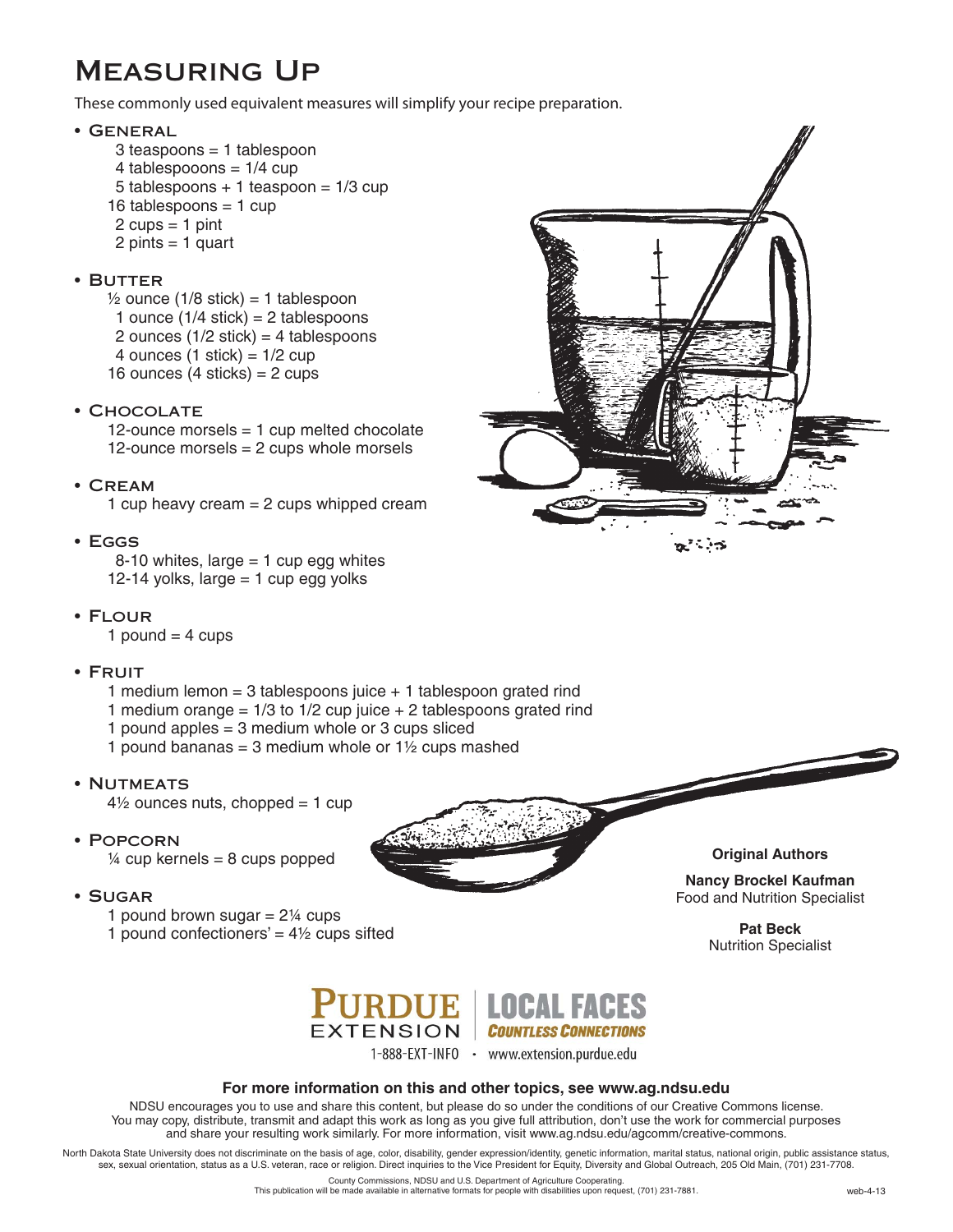# Measuring Up

These commonly used equivalent measures will simplify your recipe preparation.

- **General**
  - 3 teaspoons = 1 tablespoon
  - 4 tablespoooons = 1/4 cup
  - 5 tablespoons + 1 teaspoon = 1/3 cup
  - 16 tablespoons = 1 cup
  - 2 cups = 1 pint
  - 2 pints = 1 quart
- **Butter**
  - ½ ounce (1/8 stick) = 1 tablespoon
  - 1 ounce (1/4 stick) = 2 tablespoons
  - 2 ounces (1/2 stick) = 4 tablespoons
  - 4 ounces (1 stick) = 1/2 cup
  - 16 ounces (4 sticks) = 2 cups
- **Chocolate**
  - 12-ounce morsels = 1 cup melted chocolate
  - 12-ounce morsels = 2 cups whole morsels
- **Cream**
  - 1 cup heavy cream = 2 cups whipped cream
- **Eggs**
  - 8-10 whites, large = 1 cup egg whites
  - 12-14 yolks, large = 1 cup egg yolks
- **Flour**
  - 1 pound = 4 cups
- **Fruit**
  - 1 medium lemon = 3 tablespoons juice + 1 tablespoon grated rind
  - 1 medium orange = 1/3 to 1/2 cup juice + 2 tablespoons grated rind
  - 1 pound apples = 3 medium whole or 3 cups sliced
  - 1 pound bananas = 3 medium whole or 1½ cups mashed
- **Nutmeats**
  - 4½ ounces nuts, chopped = 1 cup
- **Popcorn**
  - ¼ cup kernels = 8 cups popped
- **Sugar**
  - 1 pound brown sugar = 2¼ cups
  - 1 pound confectioners' = 4½ cups sifted

**Original Authors**

**Nancy Brockel Kaufman**
Food and Nutrition Specialist

**Pat Beck**
Nutrition Specialist

PURDUE EXTENSION | LOCAL FACES COUNTLESS CONNECTIONS

1-888-EXT-INFO · www.extension.purdue.edu

**For more information on this and other topics, see www.ag.ndsu.edu**

NDSU encourages you to use and share this content, but please do so under the conditions of our Creative Commons license. You may copy, distribute, transmit and adapt this work as long as you give full attribution, don't use the work for commercial purposes and share your resulting work similarly. For more information, visit www.ag.ndsu.edu/agcomm/creative-commons.

North Dakota State University does not discriminate on the basis of age, color, disability, gender expression/identity, genetic information, marital status, national origin, public assistance status, sex, sexual orientation, status as a U.S. veteran, race or religion. Direct inquiries to the Vice President for Equity, Diversity and Global Outreach, 205 Old Main, (701) 231-7708.

County Commissions, NDSU and U.S. Department of Agriculture Cooperating.
This publication will be made available in alternative formats for people with disabilities upon request, (701) 231-7881.

web-4-13